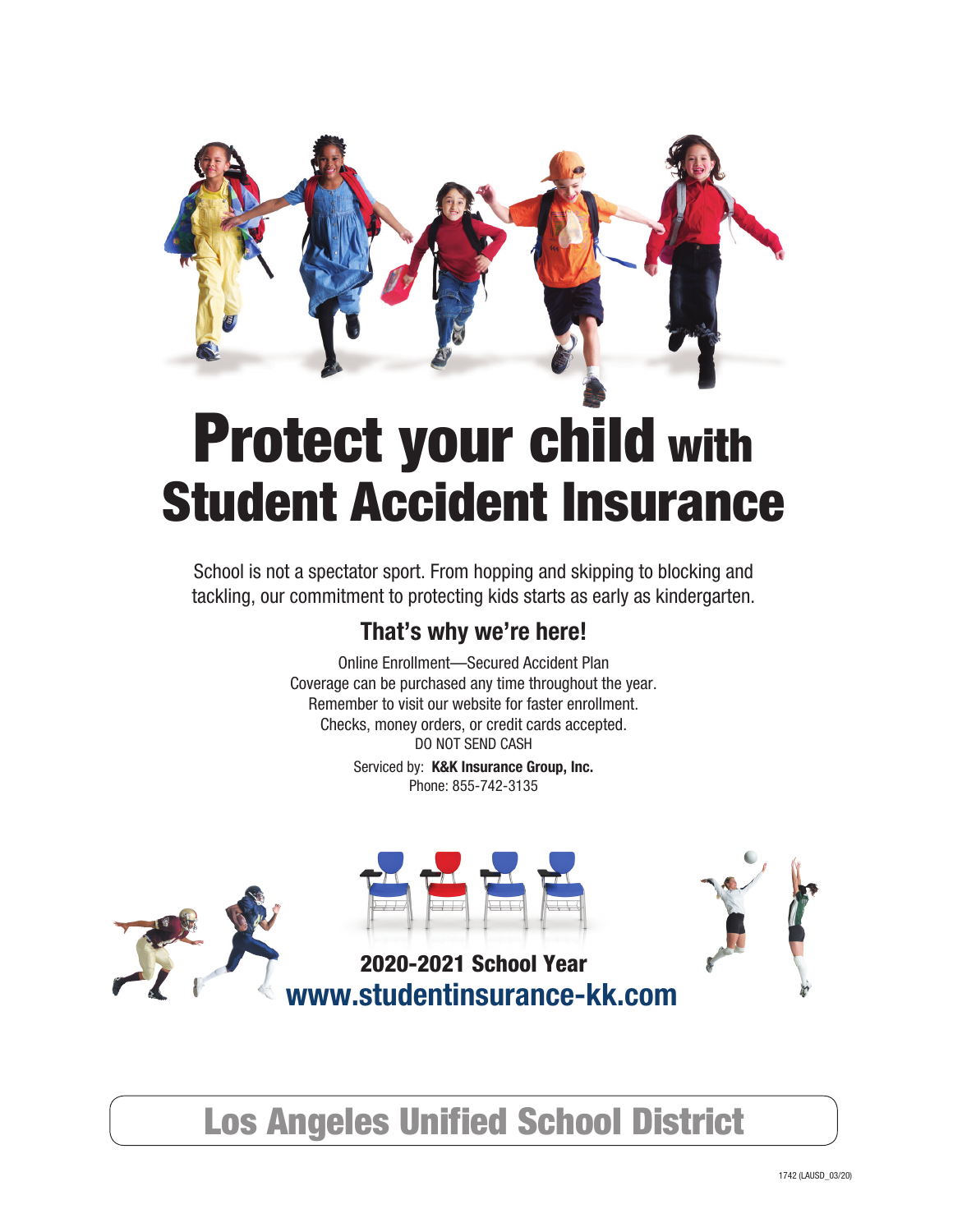# Protect your child with Student Accident Insurance

School is not a spectator sport. From hopping and skipping to blocking and tackling, our commitment to protecting kids starts as early as kindergarten.

## That's why we're here!

Online Enrollment—Secured Accident Plan
Coverage can be purchased any time throughout the year.
Remember to visit our website for faster enrollment.
Checks, money orders, or credit cards accepted.
DO NOT SEND CASH

Serviced by: **K&K Insurance Group, Inc.**
Phone: 855-742-3135

**2020-2021 School Year**
**www.studentinsurance-kk.com**

## Los Angeles Unified School District

1742 (LAUSD_03/20)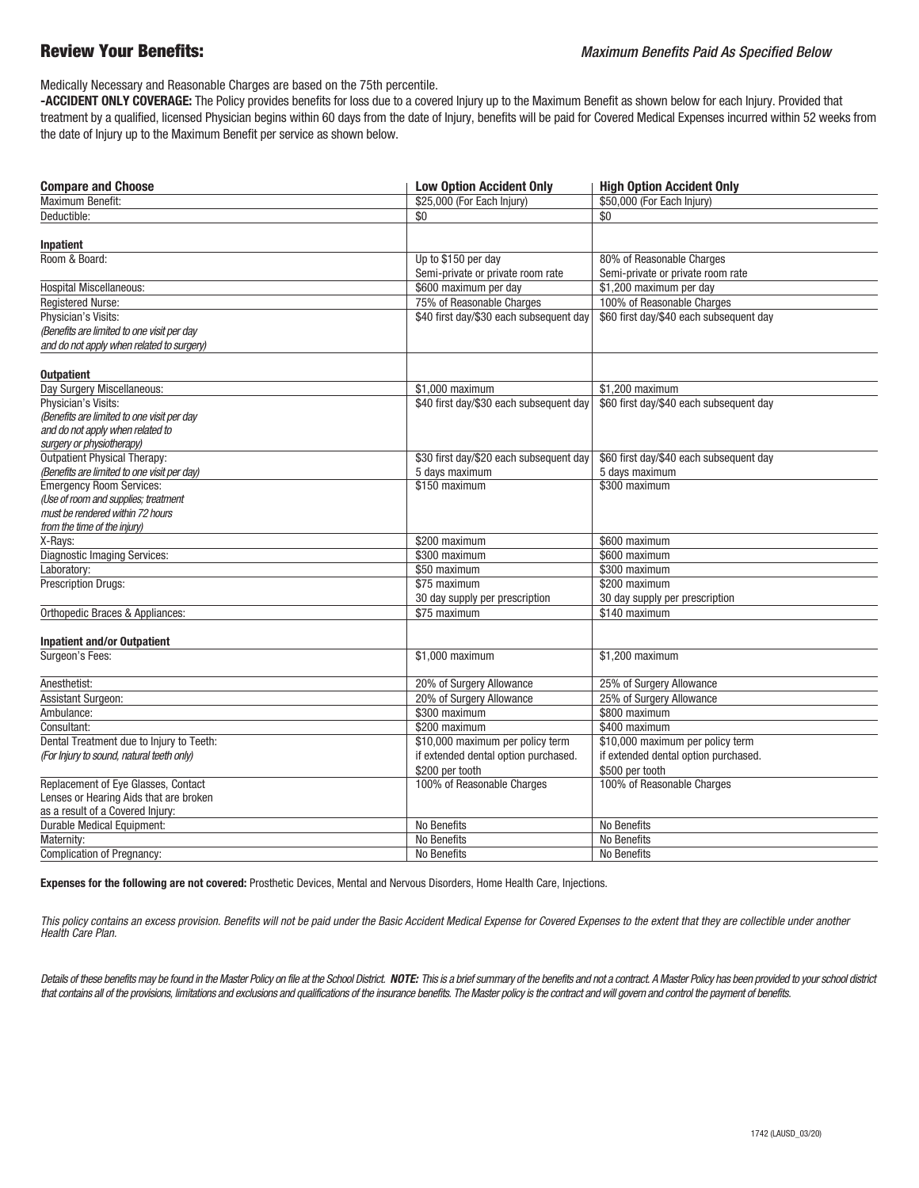## Review Your Benefits:

*Maximum Benefits Paid As Specified Below*

Medically Necessary and Reasonable Charges are based on the 75th percentile.

**-ACCIDENT ONLY COVERAGE:** The Policy provides benefits for loss due to a covered Injury up to the Maximum Benefit as shown below for each Injury. Provided that treatment by a qualified, licensed Physician begins within 60 days from the date of Injury, benefits will be paid for Covered Medical Expenses incurred within 52 weeks from the date of Injury up to the Maximum Benefit per service as shown below.

| **Compare and Choose** | **Low Option Accident Only** | **High Option Accident Only** |
|---|---|---|
| Maximum Benefit: | $25,000 (For Each Injury) | $50,000 (For Each Injury) |
| Deductible: | $0 | $0 |
| **Inpatient** | | |
| Room & Board: | Up to $150 per day<br>Semi-private or private room rate | 80% of Reasonable Charges<br>Semi-private or private room rate |
| Hospital Miscellaneous: | $600 maximum per day | $1,200 maximum per day |
| Registered Nurse: | 75% of Reasonable Charges | 100% of Reasonable Charges |
| Physician's Visits:<br>*(Benefits are limited to one visit per day and do not apply when related to surgery)* | $40 first day/$30 each subsequent day | $60 first day/$40 each subsequent day |
| **Outpatient** | | |
| Day Surgery Miscellaneous: | $1,000 maximum | $1,200 maximum |
| Physician's Visits:<br>*(Benefits are limited to one visit per day and do not apply when related to surgery or physiotherapy)* | $40 first day/$30 each subsequent day | $60 first day/$40 each subsequent day |
| Outpatient Physical Therapy:<br>*(Benefits are limited to one visit per day)* | $30 first day/$20 each subsequent day<br>5 days maximum | $60 first day/$40 each subsequent day<br>5 days maximum |
| Emergency Room Services:<br>*(Use of room and supplies; treatment must be rendered within 72 hours from the time of the injury)* | $150 maximum | $300 maximum |
| X-Rays: | $200 maximum | $600 maximum |
| Diagnostic Imaging Services: | $300 maximum | $600 maximum |
| Laboratory: | $50 maximum | $300 maximum |
| Prescription Drugs: | $75 maximum<br>30 day supply per prescription | $200 maximum<br>30 day supply per prescription |
| Orthopedic Braces & Appliances: | $75 maximum | $140 maximum |
| **Inpatient and/or Outpatient** | | |
| Surgeon's Fees: | $1,000 maximum | $1,200 maximum |
| Anesthetist: | 20% of Surgery Allowance | 25% of Surgery Allowance |
| Assistant Surgeon: | 20% of Surgery Allowance | 25% of Surgery Allowance |
| Ambulance: | $300 maximum | $800 maximum |
| Consultant: | $200 maximum | $400 maximum |
| Dental Treatment due to Injury to Teeth:<br>*(For Injury to sound, natural teeth only)* | $10,000 maximum per policy term if extended dental option purchased.<br>$200 per tooth | $10,000 maximum per policy term if extended dental option purchased.<br>$500 per tooth |
| Replacement of Eye Glasses, Contact Lenses or Hearing Aids that are broken as a result of a Covered Injury: | 100% of Reasonable Charges | 100% of Reasonable Charges |
| Durable Medical Equipment: | No Benefits | No Benefits |
| Maternity: | No Benefits | No Benefits |
| Complication of Pregnancy: | No Benefits | No Benefits |

**Expenses for the following are not covered:** Prosthetic Devices, Mental and Nervous Disorders, Home Health Care, Injections.

*This policy contains an excess provision. Benefits will not be paid under the Basic Accident Medical Expense for Covered Expenses to the extent that they are collectible under another Health Care Plan.*

*Details of these benefits may be found in the Master Policy on file at the School District.* ***NOTE:*** *This is a brief summary of the benefits and not a contract. A Master Policy has been provided to your school district that contains all of the provisions, limitations and exclusions and qualifications of the insurance benefits. The Master policy is the contract and will govern and control the payment of benefits.*

1742 (LAUSD_03/20)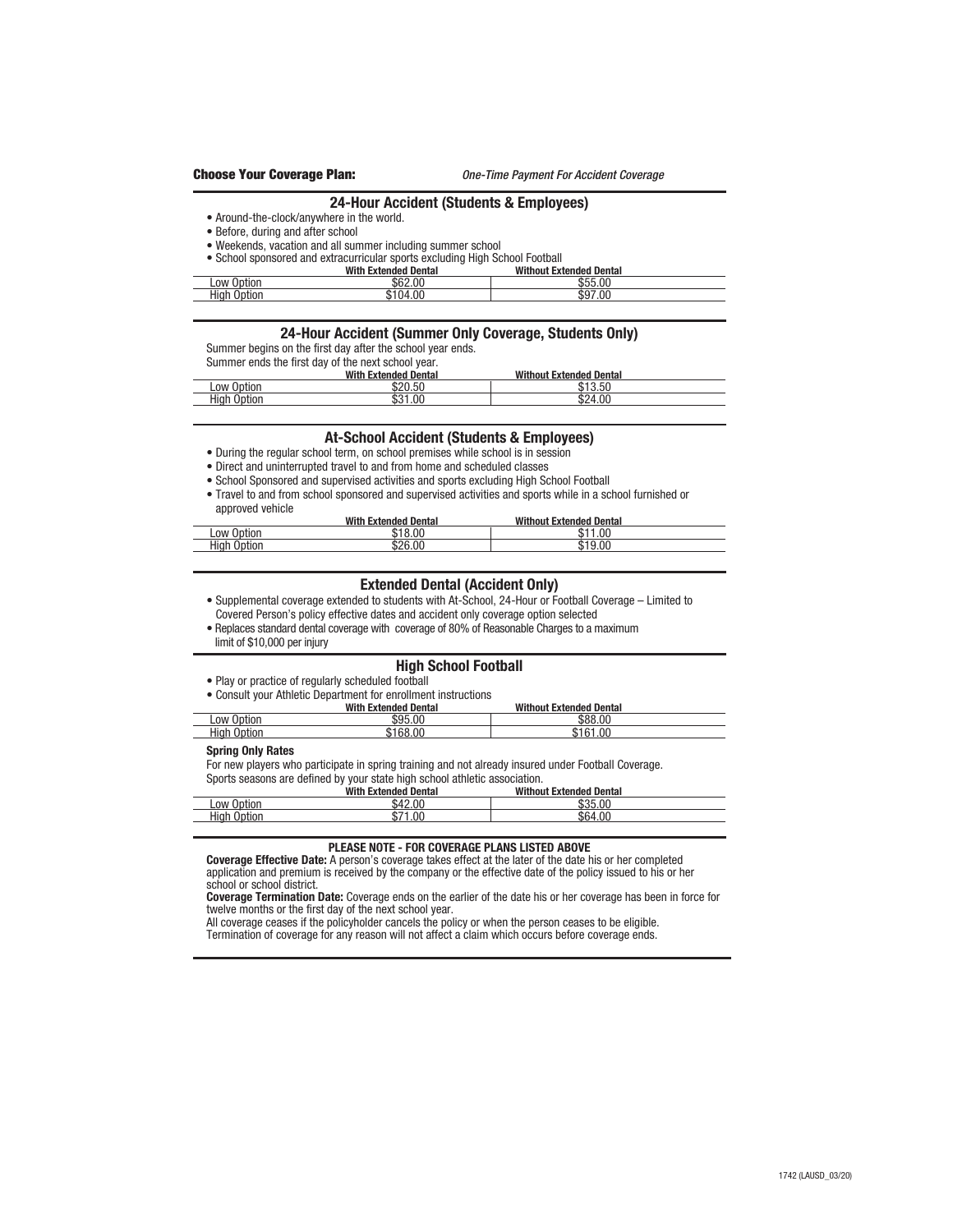**Choose Your Coverage Plan:** *One-Time Payment For Accident Coverage*

## 24-Hour Accident (Students & Employees)

- Around-the-clock/anywhere in the world.
- Before, during and after school
- Weekends, vacation and all summer including summer school
- School sponsored and extracurricular sports excluding High School Football

| | With Extended Dental | Without Extended Dental |
|---|---|---|
| Low Option | $62.00 | $55.00 |
| High Option | $104.00 | $97.00 |

## 24-Hour Accident (Summer Only Coverage, Students Only)

Summer begins on the first day after the school year ends.
Summer ends the first day of the next school year.

| | With Extended Dental | Without Extended Dental |
|---|---|---|
| Low Option | $20.50 | $13.50 |
| High Option | $31.00 | $24.00 |

## At-School Accident (Students & Employees)

- During the regular school term, on school premises while school is in session
- Direct and uninterrupted travel to and from home and scheduled classes
- School Sponsored and supervised activities and sports excluding High School Football
- Travel to and from school sponsored and supervised activities and sports while in a school furnished or approved vehicle

| | With Extended Dental | Without Extended Dental |
|---|---|---|
| Low Option | $18.00 | $11.00 |
| High Option | $26.00 | $19.00 |

## Extended Dental (Accident Only)

- Supplemental coverage extended to students with At-School, 24-Hour or Football Coverage – Limited to Covered Person's policy effective dates and accident only coverage option selected
- Replaces standard dental coverage with coverage of 80% of Reasonable Charges to a maximum limit of $10,000 per injury

## High School Football

- Play or practice of regularly scheduled football
- Consult your Athletic Department for enrollment instructions

| | With Extended Dental | Without Extended Dental |
|---|---|---|
| Low Option | $95.00 | $88.00 |
| High Option | $168.00 | $161.00 |

**Spring Only Rates**

For new players who participate in spring training and not already insured under Football Coverage.
Sports seasons are defined by your state high school athletic association.

| | With Extended Dental | Without Extended Dental |
|---|---|---|
| Low Option | $42.00 | $35.00 |
| High Option | $71.00 | $64.00 |

**PLEASE NOTE - FOR COVERAGE PLANS LISTED ABOVE**

**Coverage Effective Date:** A person's coverage takes effect at the later of the date his or her completed application and premium is received by the company or the effective date of the policy issued to his or her school or school district.

**Coverage Termination Date:** Coverage ends on the earlier of the date his or her coverage has been in force for twelve months or the first day of the next school year.

All coverage ceases if the policyholder cancels the policy or when the person ceases to be eligible.
Termination of coverage for any reason will not affect a claim which occurs before coverage ends.

1742 (LAUSD_03/20)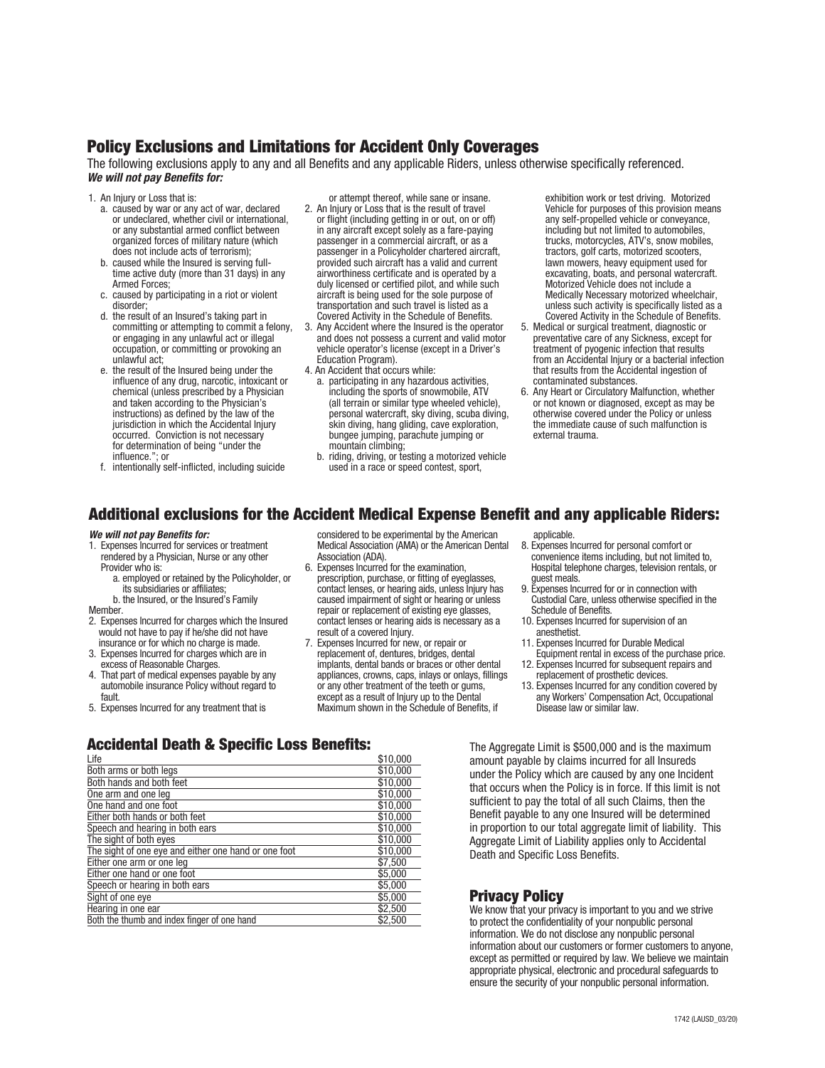## Policy Exclusions and Limitations for Accident Only Coverages

The following exclusions apply to any and all Benefits and any applicable Riders, unless otherwise specifically referenced.
***We will not pay Benefits for:***

1. An Injury or Loss that is:
   a. caused by war or any act of war, declared or undeclared, whether civil or international, or any substantial armed conflict between organized forces of military nature (which does not include acts of terrorism);
   b. caused while the Insured is serving full-time active duty (more than 31 days) in any Armed Forces;
   c. caused by participating in a riot or violent disorder;
   d. the result of an Insured's taking part in committing or attempting to commit a felony, or engaging in any unlawful act or illegal occupation, or committing or provoking an unlawful act;
   e. the result of the Insured being under the influence of any drug, narcotic, intoxicant or chemical (unless prescribed by a Physician and taken according to the Physician's instructions) as defined by the law of the jurisdiction in which the Accidental Injury occurred. Conviction is not necessary for determination of being "under the influence."; or
   f. intentionally self-inflicted, including suicide or attempt thereof, while sane or insane.
2. An Injury or Loss that is the result of travel or flight (including getting in or out, on or off) in any aircraft except solely as a fare-paying passenger in a commercial aircraft, or as a passenger in a Policyholder chartered aircraft, provided such aircraft has a valid and current airworthiness certificate and is operated by a duly licensed or certified pilot, and while such aircraft is being used for the sole purpose of transportation and such travel is listed as a Covered Activity in the Schedule of Benefits.
3. Any Accident where the Insured is the operator and does not possess a current and valid motor vehicle operator's license (except in a Driver's Education Program).
4. An Accident that occurs while:
   a. participating in any hazardous activities, including the sports of snowmobile, ATV (all terrain or similar type wheeled vehicle), personal watercraft, sky diving, scuba diving, skin diving, hang gliding, cave exploration, bungee jumping, parachute jumping or mountain climbing;
   b. riding, driving, or testing a motorized vehicle used in a race or speed contest, sport, exhibition work or test driving. Motorized Vehicle for purposes of this provision means any self-propelled vehicle or conveyance, including but not limited to automobiles, trucks, motorcycles, ATV's, snow mobiles, tractors, golf carts, motorized scooters, lawn mowers, heavy equipment used for excavating, boats, and personal watercraft. Motorized Vehicle does not include a Medically Necessary motorized wheelchair, unless such activity is specifically listed as a Covered Activity in the Schedule of Benefits.
5. Medical or surgical treatment, diagnostic or preventative care of any Sickness, except for treatment of pyogenic infection that results from an Accidental Injury or a bacterial infection that results from the Accidental ingestion of contaminated substances.
6. Any Heart or Circulatory Malfunction, whether or not known or diagnosed, except as may be otherwise covered under the Policy or unless the immediate cause of such malfunction is external trauma.

## Additional exclusions for the Accident Medical Expense Benefit and any applicable Riders:

***We will not pay Benefits for:***

1. Expenses Incurred for services or treatment rendered by a Physician, Nurse or any other Provider who is:
   a. employed or retained by the Policyholder, or its subsidiaries or affiliates;
   b. the Insured, or the Insured's Family Member.
2. Expenses Incurred for charges which the Insured would not have to pay if he/she did not have insurance or for which no charge is made.
3. Expenses Incurred for charges which are in excess of Reasonable Charges.
4. That part of medical expenses payable by any automobile insurance Policy without regard to fault.
5. Expenses Incurred for any treatment that is considered to be experimental by the American Medical Association (AMA) or the American Dental Association (ADA).
6. Expenses Incurred for the examination, prescription, purchase, or fitting of eyeglasses, contact lenses, or hearing aids, unless Injury has caused impairment of sight or hearing or unless repair or replacement of existing eye glasses, contact lenses or hearing aids is necessary as a result of a covered Injury.
7. Expenses Incurred for new, or repair or replacement of, dentures, bridges, dental implants, dental bands or braces or other dental appliances, crowns, caps, inlays or onlays, fillings or any other treatment of the teeth or gums, except as a result of Injury up to the Dental Maximum shown in the Schedule of Benefits, if applicable.
8. Expenses Incurred for personal comfort or convenience items including, but not limited to, Hospital telephone charges, television rentals, or guest meals.
9. Expenses Incurred for or in connection with Custodial Care, unless otherwise specified in the Schedule of Benefits.
10. Expenses Incurred for supervision of an anesthetist.
11. Expenses Incurred for Durable Medical Equipment rental in excess of the purchase price.
12. Expenses Incurred for subsequent repairs and replacement of prosthetic devices.
13. Expenses Incurred for any condition covered by any Workers' Compensation Act, Occupational Disease law or similar law.

## Accidental Death & Specific Loss Benefits:

| Loss | Benefit |
|---|---|
| Life | $10,000 |
| Both arms or both legs | $10,000 |
| Both hands and both feet | $10,000 |
| One arm and one leg | $10,000 |
| One hand and one foot | $10,000 |
| Either both hands or both feet | $10,000 |
| Speech and hearing in both ears | $10,000 |
| The sight of both eyes | $10,000 |
| The sight of one eye and either one hand or one foot | $10,000 |
| Either one arm or one leg | $7,500 |
| Either one hand or one foot | $5,000 |
| Speech or hearing in both ears | $5,000 |
| Sight of one eye | $5,000 |
| Hearing in one ear | $2,500 |
| Both the thumb and index finger of one hand | $2,500 |

The Aggregate Limit is $500,000 and is the maximum amount payable by claims incurred for all Insureds under the Policy which are caused by any one Incident that occurs when the Policy is in force. If this limit is not sufficient to pay the total of all such Claims, then the Benefit payable to any one Insured will be determined in proportion to our total aggregate limit of liability. This Aggregate Limit of Liability applies only to Accidental Death and Specific Loss Benefits.

## Privacy Policy

We know that your privacy is important to you and we strive to protect the confidentiality of your nonpublic personal information. We do not disclose any nonpublic personal information about our customers or former customers to anyone, except as permitted or required by law. We believe we maintain appropriate physical, electronic and procedural safeguards to ensure the security of your nonpublic personal information.

1742 (LAUSD_03/20)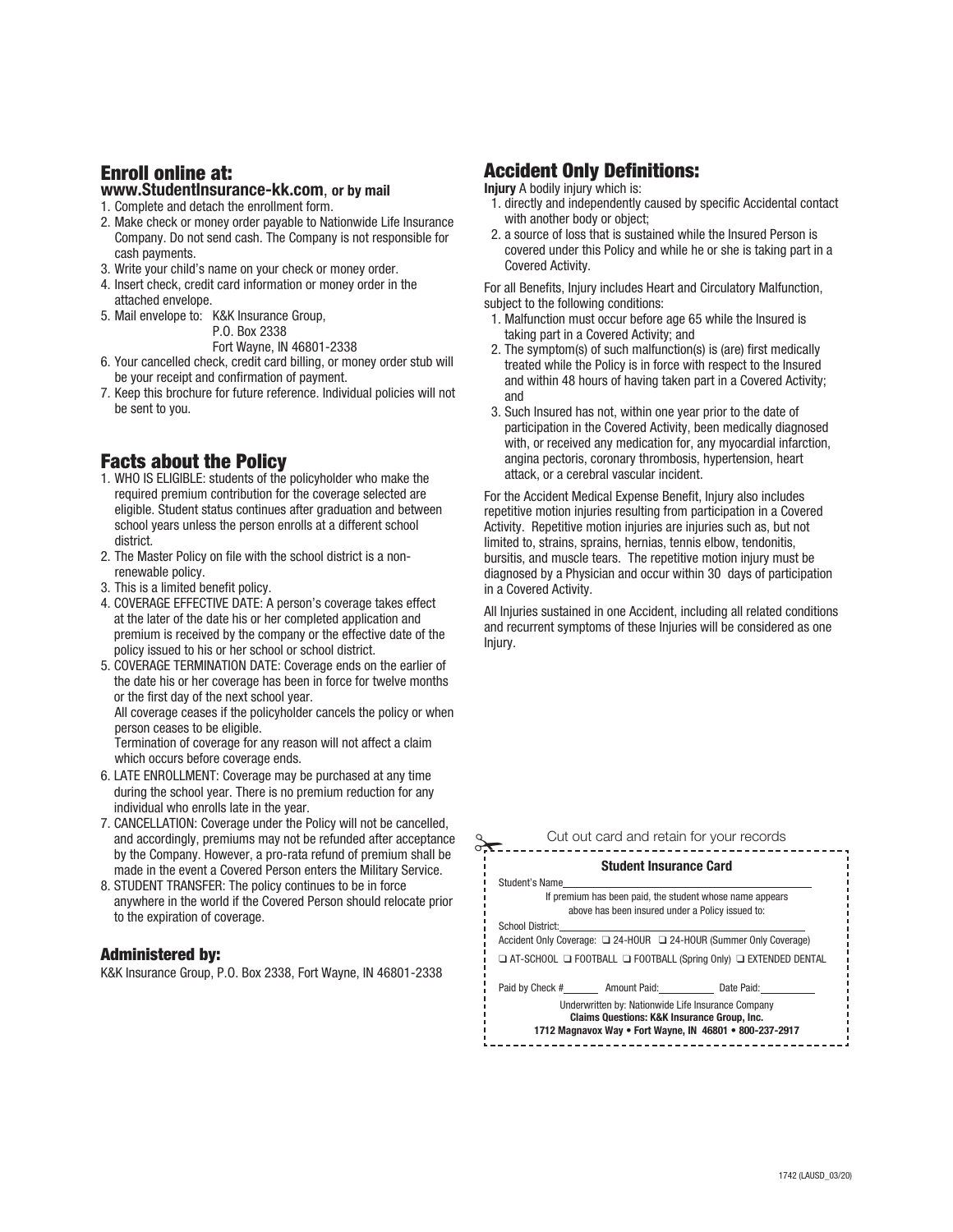## Enroll online at:

**www.StudentInsurance-kk.com, or by mail**

1. Complete and detach the enrollment form.
2. Make check or money order payable to Nationwide Life Insurance Company. Do not send cash. The Company is not responsible for cash payments.
3. Write your child's name on your check or money order.
4. Insert check, credit card information or money order in the attached envelope.
5. Mail envelope to: K&K Insurance Group,
   P.O. Box 2338
   Fort Wayne, IN 46801-2338
6. Your cancelled check, credit card billing, or money order stub will be your receipt and confirmation of payment.
7. Keep this brochure for future reference. Individual policies will not be sent to you.

## Facts about the Policy

1. WHO IS ELIGIBLE: students of the policyholder who make the required premium contribution for the coverage selected are eligible. Student status continues after graduation and between school years unless the person enrolls at a different school district.
2. The Master Policy on file with the school district is a non-renewable policy.
3. This is a limited benefit policy.
4. COVERAGE EFFECTIVE DATE: A person's coverage takes effect at the later of the date his or her completed application and premium is received by the company or the effective date of the policy issued to his or her school or school district.
5. COVERAGE TERMINATION DATE: Coverage ends on the earlier of the date his or her coverage has been in force for twelve months or the first day of the next school year.
   All coverage ceases if the policyholder cancels the policy or when person ceases to be eligible.
   Termination of coverage for any reason will not affect a claim which occurs before coverage ends.
6. LATE ENROLLMENT: Coverage may be purchased at any time during the school year. There is no premium reduction for any individual who enrolls late in the year.
7. CANCELLATION: Coverage under the Policy will not be cancelled, and accordingly, premiums may not be refunded after acceptance by the Company. However, a pro-rata refund of premium shall be made in the event a Covered Person enters the Military Service.
8. STUDENT TRANSFER: The policy continues to be in force anywhere in the world if the Covered Person should relocate prior to the expiration of coverage.

### Administered by:

K&K Insurance Group, P.O. Box 2338, Fort Wayne, IN 46801-2338

## Accident Only Definitions:

**Injury** A bodily injury which is:

1. directly and independently caused by specific Accidental contact with another body or object;
2. a source of loss that is sustained while the Insured Person is covered under this Policy and while he or she is taking part in a Covered Activity.

For all Benefits, Injury includes Heart and Circulatory Malfunction, subject to the following conditions:

1. Malfunction must occur before age 65 while the Insured is taking part in a Covered Activity; and
2. The symptom(s) of such malfunction(s) is (are) first medically treated while the Policy is in force with respect to the Insured and within 48 hours of having taken part in a Covered Activity; and
3. Such Insured has not, within one year prior to the date of participation in the Covered Activity, been medically diagnosed with, or received any medication for, any myocardial infarction, angina pectoris, coronary thrombosis, hypertension, heart attack, or a cerebral vascular incident.

For the Accident Medical Expense Benefit, Injury also includes repetitive motion injuries resulting from participation in a Covered Activity. Repetitive motion injuries are injuries such as, but not limited to, strains, sprains, hernias, tennis elbow, tendonitis, bursitis, and muscle tears. The repetitive motion injury must be diagnosed by a Physician and occur within 30 days of participation in a Covered Activity.

All Injuries sustained in one Accident, including all related conditions and recurrent symptoms of these Injuries will be considered as one Injury.

Cut out card and retain for your records

**Student Insurance Card**

Student's Name\_\_\_\_\_\_\_\_\_\_\_\_\_\_\_\_\_\_\_\_\_\_\_\_\_\_\_\_\_\_

If premium has been paid, the student whose name appears above has been insured under a Policy issued to:

School District:\_\_\_\_\_\_\_\_\_\_\_\_\_\_\_\_\_\_\_\_\_\_\_\_\_\_\_\_\_\_

Accident Only Coverage: ❑ 24-HOUR ❑ 24-HOUR (Summer Only Coverage)

❑ AT-SCHOOL ❑ FOOTBALL ❑ FOOTBALL (Spring Only) ❑ EXTENDED DENTAL

Paid by Check #\_\_\_\_\_\_ Amount Paid:\_\_\_\_\_\_\_\_ Date Paid:\_\_\_\_\_\_\_\_

Underwritten by: Nationwide Life Insurance Company
**Claims Questions: K&K Insurance Group, Inc.**
**1712 Magnavox Way • Fort Wayne, IN 46801 • 800-237-2917**

1742 (LAUSD_03/20)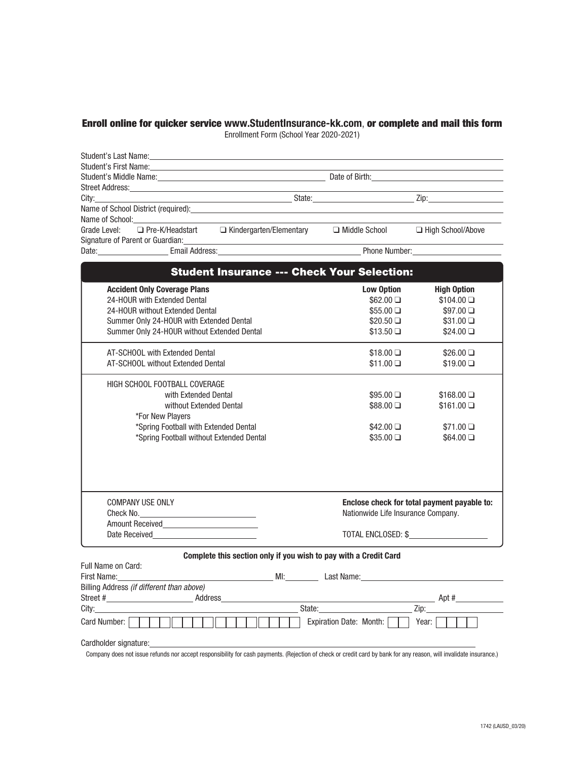**Enroll online for quicker service www.StudentInsurance-kk.com, or complete and mail this form**

Enrollment Form (School Year 2020-2021)

Student's Last Name: ______________________________

Student's First Name: ______________________________

Student's Middle Name: ______________________________ Date of Birth: ______________________________

Street Address: ______________________________

City: ______________________________ State: ______________________________ Zip: ______________________________

Name of School District (required): ______________________________

Name of School: ______________________________

Grade Level: ❑ Pre-K/Headstart ❑ Kindergarten/Elementary ❑ Middle School ❑ High School/Above

Signature of Parent or Guardian: ______________________________

Date: ______________ Email Address: ______________________________ Phone Number: ______________________________

## Student Insurance --- Check Your Selection:

| Accident Only Coverage Plans | Low Option | High Option |
|---|---|---|
| 24-HOUR with Extended Dental | $62.00 ❑ | $104.00 ❑ |
| 24-HOUR without Extended Dental | $55.00 ❑ | $97.00 ❑ |
| Summer Only 24-HOUR with Extended Dental | $20.50 ❑ | $31.00 ❑ |
| Summer Only 24-HOUR without Extended Dental | $13.50 ❑ | $24.00 ❑ |
| AT-SCHOOL with Extended Dental | $18.00 ❑ | $26.00 ❑ |
| AT-SCHOOL without Extended Dental | $11.00 ❑ | $19.00 ❑ |
| HIGH SCHOOL FOOTBALL COVERAGE | | |
| with Extended Dental | $95.00 ❑ | $168.00 ❑ |
| without Extended Dental | $88.00 ❑ | $161.00 ❑ |
| *For New Players | | |
| *Spring Football with Extended Dental | $42.00 ❑ | $71.00 ❑ |
| *Spring Football without Extended Dental | $35.00 ❑ | $64.00 ❑ |

COMPANY USE ONLY

Check No. ______________________________

Amount Received ______________________________

Date Received ______________________________

**Enclose check for total payment payable to:**

Nationwide Life Insurance Company.

TOTAL ENCLOSED: $ ______________________________

**Complete this section only if you wish to pay with a Credit Card**

Full Name on Card:

First Name: ______________________________ MI: ________ Last Name: ______________________________

Billing Address *(if different than above)*

Street # ______________ Address ______________________________ Apt # ______________

City: ______________________________ State: ______________________________ Zip: ______________

Card Number: ☐☐☐☐ ☐☐☐☐ ☐☐☐☐ ☐☐☐☐ Expiration Date: Month: ☐☐ Year: ☐☐☐☐

Cardholder signature: ______________________________

Company does not issue refunds nor accept responsibility for cash payments. (Rejection of check or credit card by bank for any reason, will invalidate insurance.)

1742 (LAUSD_03/20)